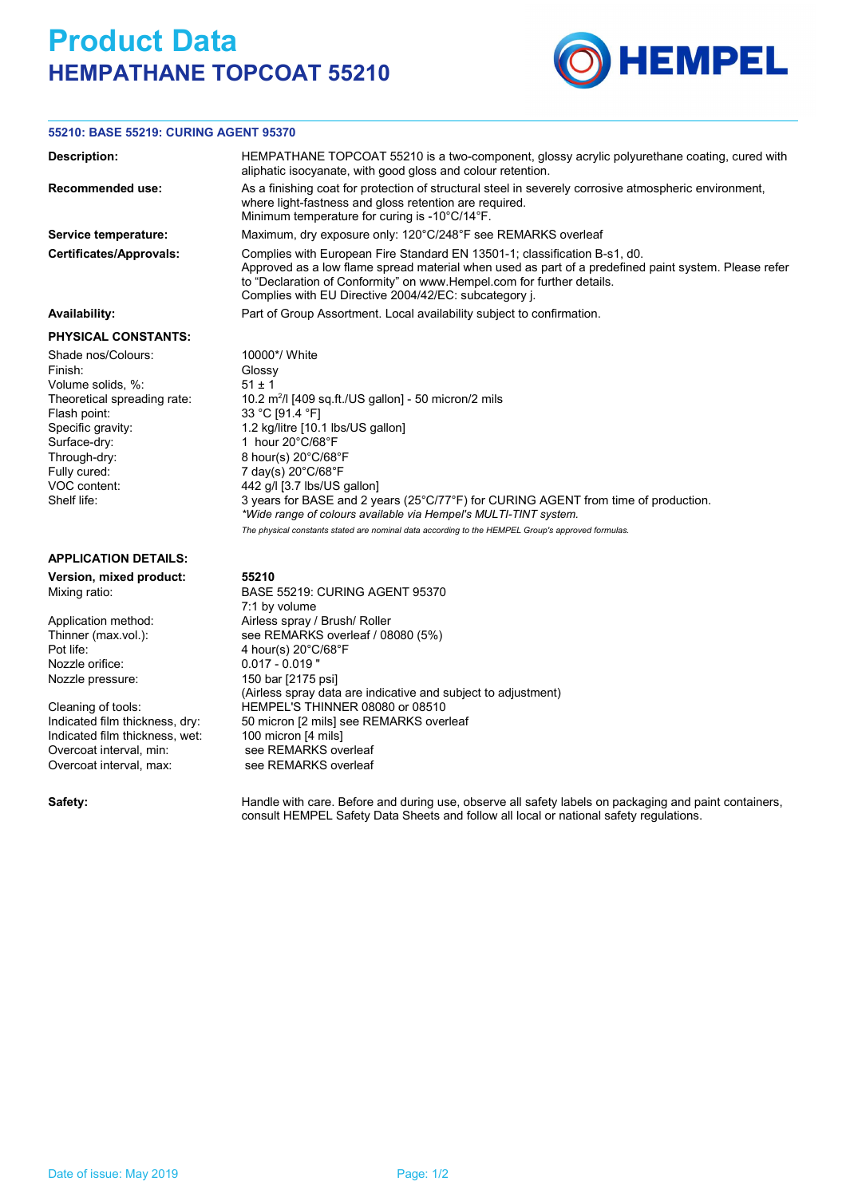# Product Data

## HEMPATHANE TOPCOAT 55210

**55210: BASE 55219: CURING AGENT 95370**

| | |
|---|---|
| **Description:** | HEMPATHANE TOPCOAT 55210 is a two-component, glossy acrylic polyurethane coating, cured with aliphatic isocyanate, with good gloss and colour retention. |
| **Recommended use:** | As a finishing coat for protection of structural steel in severely corrosive atmospheric environment, where light-fastness and gloss retention are required.<br>Minimum temperature for curing is -10°C/14°F. |
| **Service temperature:** | Maximum, dry exposure only: 120°C/248°F see REMARKS overleaf |
| **Certificates/Approvals:** | Complies with European Fire Standard EN 13501-1; classification B-s1, d0.<br>Approved as a low flame spread material when used as part of a predefined paint system. Please refer to "Declaration of Conformity" on www.Hempel.com for further details.<br>Complies with EU Directive 2004/42/EC: subcategory j. |
| **Availability:** | Part of Group Assortment. Local availability subject to confirmation. |

### PHYSICAL CONSTANTS:

| | |
|---|---|
| Shade nos/Colours: | 10000*/ White |
| Finish: | Glossy |
| Volume solids, %: | 51 ± 1 |
| Theoretical spreading rate: | 10.2 $m^2$/l [409 sq.ft./US gallon] - 50 micron/2 mils |
| Flash point: | 33 °C [91.4 °F] |
| Specific gravity: | 1.2 kg/litre [10.1 lbs/US gallon] |
| Surface-dry: | 1 hour 20°C/68°F |
| Through-dry: | 8 hour(s) 20°C/68°F |
| Fully cured: | 7 day(s) 20°C/68°F |
| VOC content: | 442 g/l [3.7 lbs/US gallon] |
| Shelf life: | 3 years for BASE and 2 years (25°C/77°F) for CURING AGENT from time of production. |

*\*Wide range of colours available via Hempel's MULTI-TINT system.*

*The physical constants stated are nominal data according to the HEMPEL Group's approved formulas.*

### APPLICATION DETAILS:

| | |
|---|---|
| **Version, mixed product:** | **55210** |
| Mixing ratio: | BASE 55219: CURING AGENT 95370<br>7:1 by volume |
| Application method: | Airless spray / Brush/ Roller |
| Thinner (max.vol.): | see REMARKS overleaf / 08080 (5%) |
| Pot life: | 4 hour(s) 20°C/68°F |
| Nozzle orifice: | 0.017 - 0.019 " |
| Nozzle pressure: | 150 bar [2175 psi]<br>(Airless spray data are indicative and subject to adjustment) |
| Cleaning of tools: | HEMPEL'S THINNER 08080 or 08510 |
| Indicated film thickness, dry: | 50 micron [2 mils] see REMARKS overleaf |
| Indicated film thickness, wet: | 100 micron [4 mils] |
| Overcoat interval, min: | see REMARKS overleaf |
| Overcoat interval, max: | see REMARKS overleaf |

| | |
|---|---|
| **Safety:** | Handle with care. Before and during use, observe all safety labels on packaging and paint containers, consult HEMPEL Safety Data Sheets and follow all local or national safety regulations. |

Date of issue: May 2019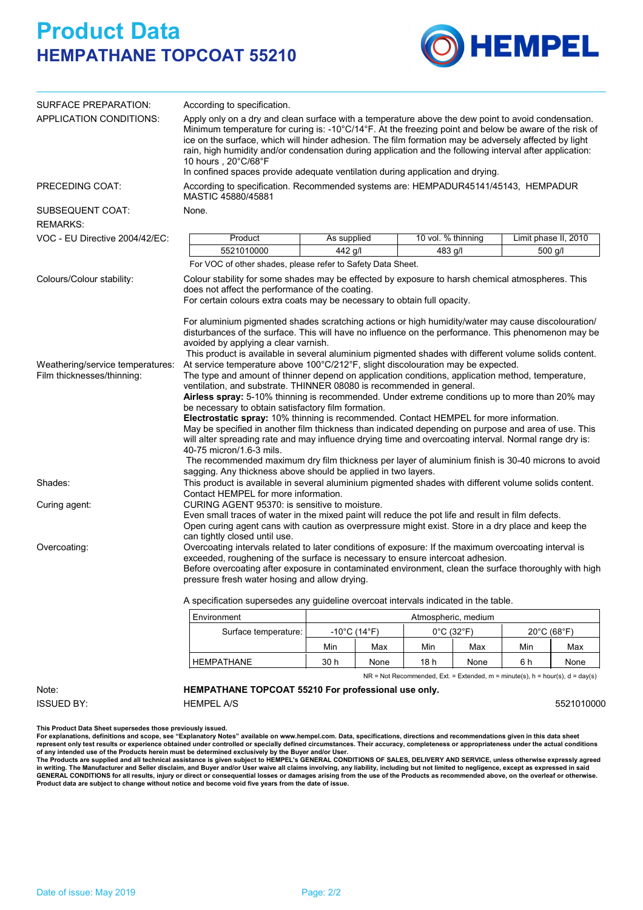# Product Data
## HEMPATHANE TOPCOAT 55210

SURFACE PREPARATION: According to specification.

APPLICATION CONDITIONS: Apply only on a dry and clean surface with a temperature above the dew point to avoid condensation. Minimum temperature for curing is: -10°C/14°F. At the freezing point and below be aware of the risk of ice on the surface, which will hinder adhesion. The film formation may be adversely affected by light rain, high humidity and/or condensation during application and the following interval after application: 10 hours , 20°C/68°F
In confined spaces provide adequate ventilation during application and drying.

PRECEDING COAT: According to specification. Recommended systems are: HEMPADUR45141/45143, HEMPADUR MASTIC 45880/45881

SUBSEQUENT COAT: None.

REMARKS:

VOC - EU Directive 2004/42/EC:

| Product | As supplied | 10 vol. % thinning | Limit phase II, 2010 |
|---|---|---|---|
| 5521010000 | 442 g/l | 483 g/l | 500 g/l |

For VOC of other shades, please refer to Safety Data Sheet.

Colours/Colour stability: Colour stability for some shades may be effected by exposure to harsh chemical atmospheres. This does not affect the performance of the coating.
For certain colours extra coats may be necessary to obtain full opacity.

For aluminium pigmented shades scratching actions or high humidity/water may cause discolouration/ disturbances of the surface. This will have no influence on the performance. This phenomenon may be avoided by applying a clear varnish.
This product is available in several aluminium pigmented shades with different volume solids content.

Weathering/service temperatures: At service temperature above 100°C/212°F, slight discolouration may be expected.

Film thicknesses/thinning: The type and amount of thinner depend on application conditions, application method, temperature, ventilation, and substrate. THINNER 08080 is recommended in general.
**Airless spray:** 5-10% thinning is recommended. Under extreme conditions up to more than 20% may be necessary to obtain satisfactory film formation.
**Electrostatic spray:** 10% thinning is recommended. Contact HEMPEL for more information.
May be specified in another film thickness than indicated depending on purpose and area of use. This will alter spreading rate and may influence drying time and overcoating interval. Normal range dry is: 40-75 micron/1.6-3 mils.
The recommended maximum dry film thickness per layer of aluminium finish is 30-40 microns to avoid sagging. Any thickness above should be applied in two layers.

Shades: This product is available in several aluminium pigmented shades with different volume solids content. Contact HEMPEL for more information.

Curing agent: CURING AGENT 95370: is sensitive to moisture.
Even small traces of water in the mixed paint will reduce the pot life and result in film defects.
Open curing agent cans with caution as overpressure might exist. Store in a dry place and keep the can tightly closed until use.

Overcoating: Overcoating intervals related to later conditions of exposure: If the maximum overcoating interval is exceeded, roughening of the surface is necessary to ensure intercoat adhesion.
Before overcoating after exposure in contaminated environment, clean the surface thoroughly with high pressure fresh water hosing and allow drying.

A specification supersedes any guideline overcoat intervals indicated in the table.

| Environment | Atmospheric, medium | | | | | |
|---|---|---|---|---|---|---|
| Surface temperature: | -10°C (14°F) | | 0°C (32°F) | | 20°C (68°F) | |
| | Min | Max | Min | Max | Min | Max |
| HEMPATHANE | 30 h | None | 18 h | None | 6 h | None |

NR = Not Recommended, Ext. = Extended, m = minute(s), h = hour(s), d = day(s)

Note: **HEMPATHANE TOPCOAT 55210 For professional use only.**

ISSUED BY: HEMPEL A/S 5521010000

**This Product Data Sheet supersedes those previously issued.**
**For explanations, definitions and scope, see "Explanatory Notes" available on www.hempel.com. Data, specifications, directions and recommendations given in this data sheet represent only test results or experience obtained under controlled or specially defined circumstances. Their accuracy, completeness or appropriateness under the actual conditions of any intended use of the Products herein must be determined exclusively by the Buyer and/or User.**
**The Products are supplied and all technical assistance is given subject to HEMPEL's GENERAL CONDITIONS OF SALES, DELIVERY AND SERVICE, unless otherwise expressly agreed in writing. The Manufacturer and Seller disclaim, and Buyer and/or User waive all claims involving, any liability, including but not limited to negligence, except as expressed in said GENERAL CONDITIONS for all results, injury or direct or consequential losses or damages arising from the use of the Products as recommended above, on the overleaf or otherwise. Product data are subject to change without notice and become void five years from the date of issue.**

Date of issue: May 2019